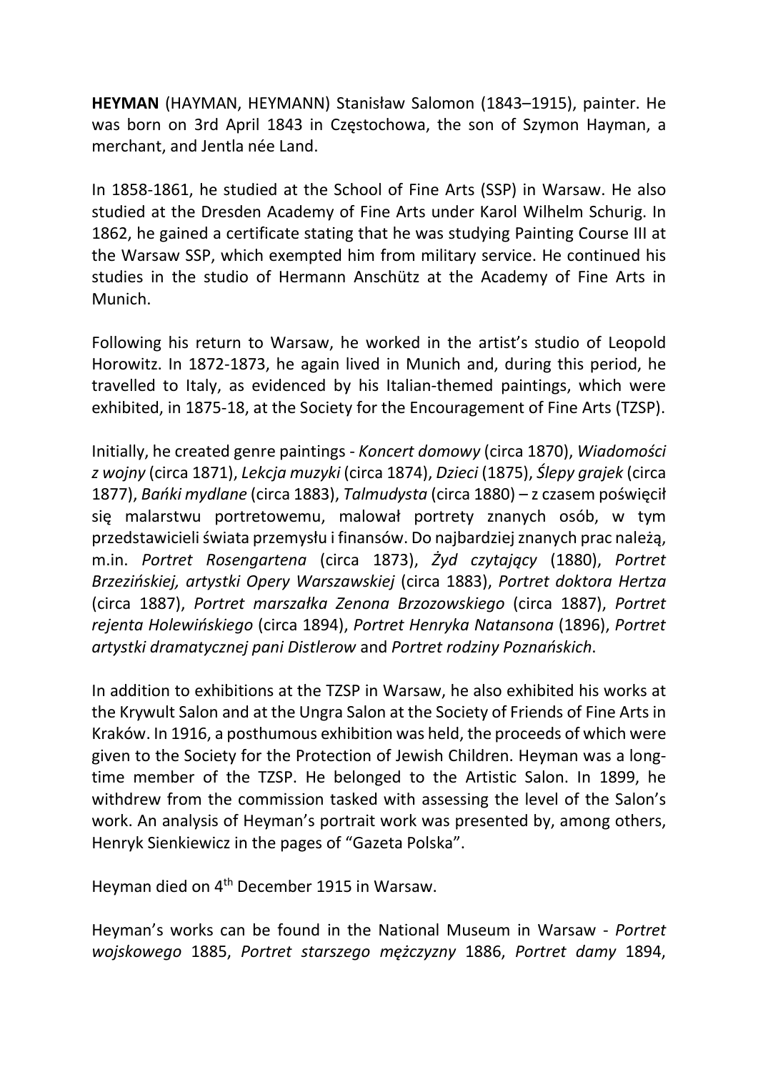**HEYMAN** (HAYMAN, HEYMANN) Stanisław Salomon (1843–1915), painter. He was born on 3rd April 1843 in Częstochowa, the son of Szymon Hayman, a merchant, and Jentla née Land.

In 1858-1861, he studied at the School of Fine Arts (SSP) in Warsaw. He also studied at the Dresden Academy of Fine Arts under Karol Wilhelm Schurig. In 1862, he gained a certificate stating that he was studying Painting Course III at the Warsaw SSP, which exempted him from military service. He continued his studies in the studio of Hermann Anschütz at the Academy of Fine Arts in Munich.

Following his return to Warsaw, he worked in the artist's studio of Leopold Horowitz. In 1872-1873, he again lived in Munich and, during this period, he travelled to Italy, as evidenced by his Italian-themed paintings, which were exhibited, in 1875-18, at the Society for the Encouragement of Fine Arts (TZSP).

Initially, he created genre paintings - *Koncert domowy* (circa 1870), *Wiadomości z wojny* (circa 1871), *Lekcja muzyki* (circa 1874), *Dzieci* (1875), *Ślepy grajek* (circa 1877), *Bańki mydlane* (circa 1883), *Talmudysta* (circa 1880) – z czasem poświęcił się malarstwu portretowemu, malował portrety znanych osób, w tym przedstawicieli świata przemysłu i finansów. Do najbardziej znanych prac należą, m.in. *Portret Rosengartena* (circa 1873), *Żyd czytający* (1880), *Portret Brzezińskiej, artystki Opery Warszawskiej* (circa 1883), *Portret doktora Hertza* (circa 1887), *Portret marszałka Zenona Brzozowskiego* (circa 1887), *Portret rejenta Holewińskiego* (circa 1894), *Portret Henryka Natansona* (1896), *Portret artystki dramatycznej pani Distlerow* and *Portret rodziny Poznańskich*.

In addition to exhibitions at the TZSP in Warsaw, he also exhibited his works at the Krywult Salon and at the Ungra Salon at the Society of Friends of Fine Arts in Kraków. In 1916, a posthumous exhibition was held, the proceeds of which were given to the Society for the Protection of Jewish Children. Heyman was a long-time member of the TZSP. He belonged to the Artistic Salon. In 1899, he withdrew from the commission tasked with assessing the level of the Salon's work. An analysis of Heyman's portrait work was presented by, among others, Henryk Sienkiewicz in the pages of "Gazeta Polska".

Heyman died on 4th December 1915 in Warsaw.

Heyman's works can be found in the National Museum in Warsaw - *Portret wojskowego* 1885, *Portret starszego mężczyzny* 1886, *Portret damy* 1894,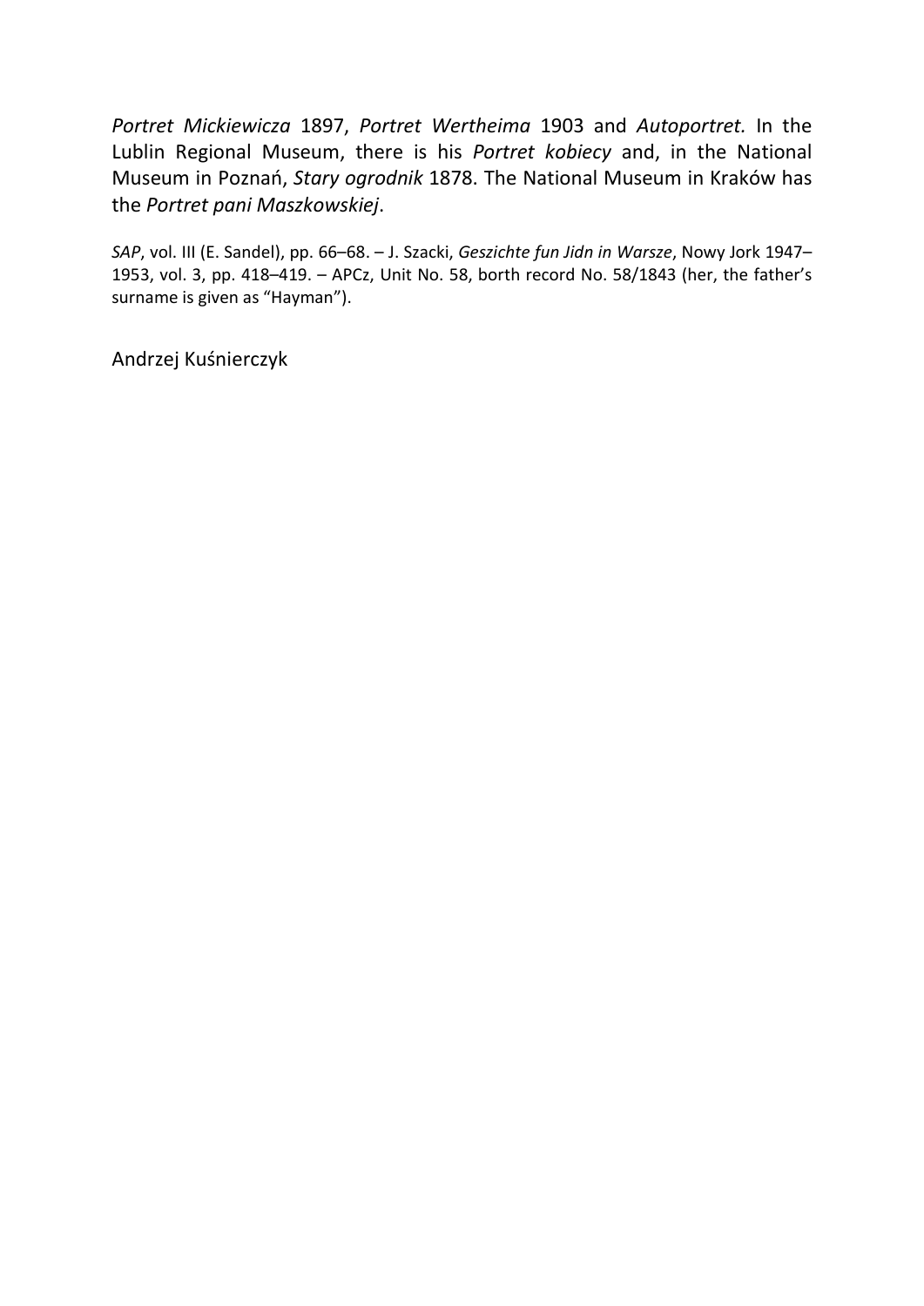*Portret Mickiewicza* 1897, *Portret Wertheima* 1903 and *Autoportret.* In the Lublin Regional Museum, there is his *Portret kobiecy* and, in the National Museum in Poznań, *Stary ogrodnik* 1878. The National Museum in Kraków has the *Portret pani Maszkowskiej*.

*SAP*, vol. III (E. Sandel), pp. 66–68. – J. Szacki, *Geszichte fun Jidn in Warsze*, Nowy Jork 1947–1953, vol. 3, pp. 418–419. – APCz, Unit No. 58, borth record No. 58/1843 (her, the father's surname is given as "Hayman").

Andrzej Kuśnierczyk